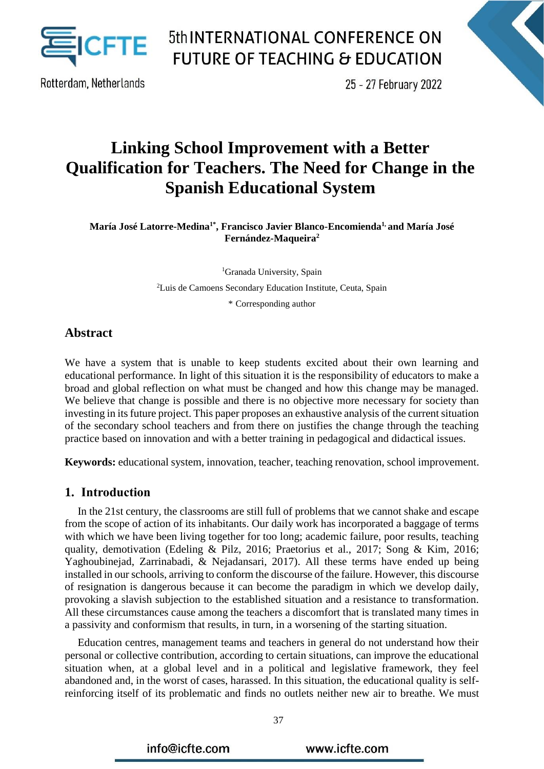# Linking School Improvement with a Better Qualification for Teachers. The Need for Change in the Spanish Educational System

**María José Latorre-Medina[1*], Francisco Javier Blanco-Encomienda[1], and María José Fernández-Maqueira[2]**

[1]Granada University, Spain

[2]Luis de Camoens Secondary Education Institute, Ceuta, Spain

\* Corresponding author

## Abstract

We have a system that is unable to keep students excited about their own learning and educational performance. In light of this situation it is the responsibility of educators to make a broad and global reflection on what must be changed and how this change may be managed. We believe that change is possible and there is no objective more necessary for society than investing in its future project. This paper proposes an exhaustive analysis of the current situation of the secondary school teachers and from there on justifies the change through the teaching practice based on innovation and with a better training in pedagogical and didactical issues.

**Keywords:** educational system, innovation, teacher, teaching renovation, school improvement.

## 1. Introduction

In the 21st century, the classrooms are still full of problems that we cannot shake and escape from the scope of action of its inhabitants. Our daily work has incorporated a baggage of terms with which we have been living together for too long; academic failure, poor results, teaching quality, demotivation (Edeling & Pilz, 2016; Praetorius et al., 2017; Song & Kim, 2016; Yaghoubinejad, Zarrinabadi, & Nejadansari, 2017). All these terms have ended up being installed in our schools, arriving to conform the discourse of the failure. However, this discourse of resignation is dangerous because it can become the paradigm in which we develop daily, provoking a slavish subjection to the established situation and a resistance to transformation. All these circumstances cause among the teachers a discomfort that is translated many times in a passivity and conformism that results, in turn, in a worsening of the starting situation.

Education centres, management teams and teachers in general do not understand how their personal or collective contribution, according to certain situations, can improve the educational situation when, at a global level and in a political and legislative framework, they feel abandoned and, in the worst of cases, harassed. In this situation, the educational quality is self-reinforcing itself of its problematic and finds no outlets neither new air to breathe. We must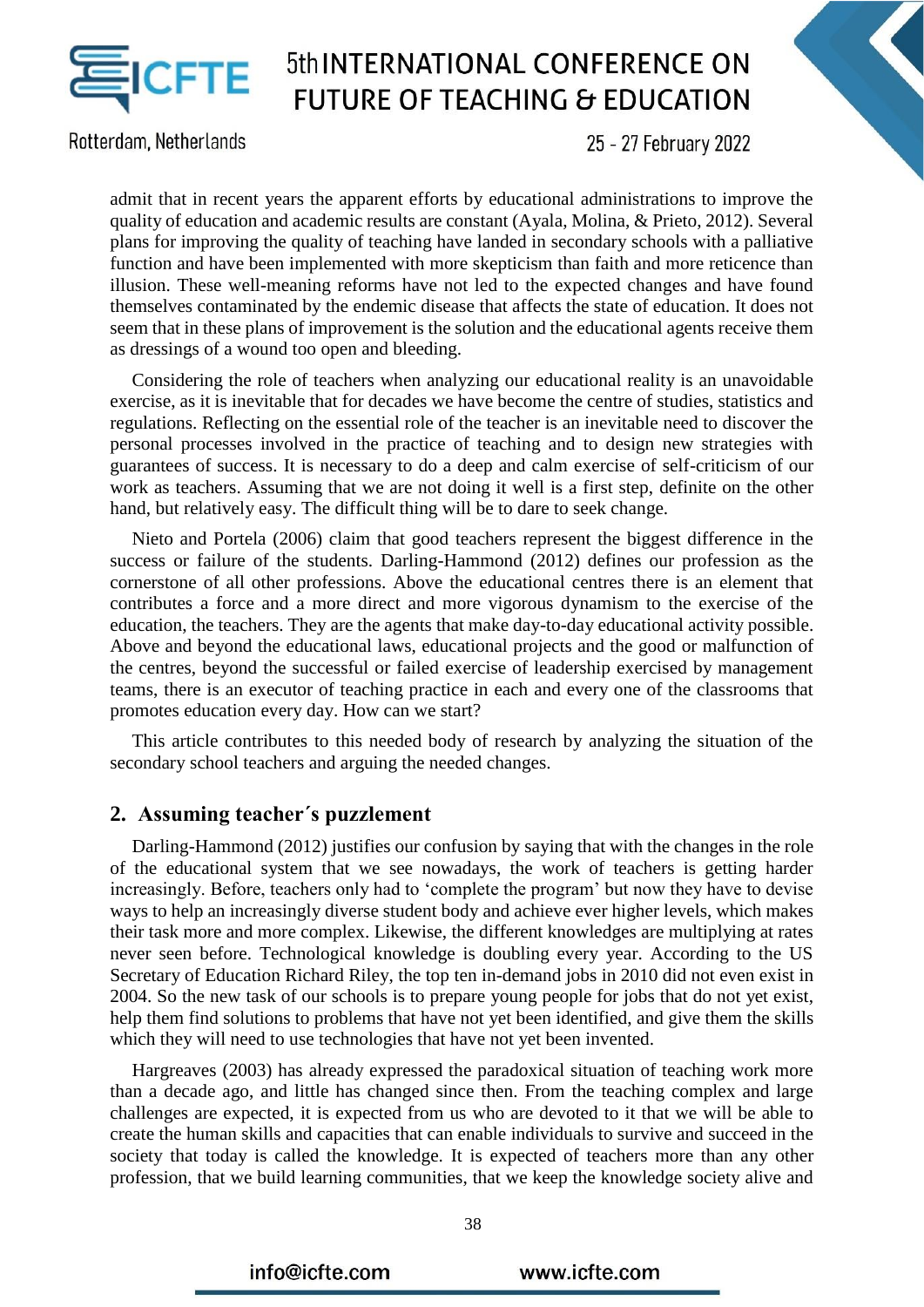admit that in recent years the apparent efforts by educational administrations to improve the quality of education and academic results are constant (Ayala, Molina, & Prieto, 2012). Several plans for improving the quality of teaching have landed in secondary schools with a palliative function and have been implemented with more skepticism than faith and more reticence than illusion. These well-meaning reforms have not led to the expected changes and have found themselves contaminated by the endemic disease that affects the state of education. It does not seem that in these plans of improvement is the solution and the educational agents receive them as dressings of a wound too open and bleeding.

Considering the role of teachers when analyzing our educational reality is an unavoidable exercise, as it is inevitable that for decades we have become the centre of studies, statistics and regulations. Reflecting on the essential role of the teacher is an inevitable need to discover the personal processes involved in the practice of teaching and to design new strategies with guarantees of success. It is necessary to do a deep and calm exercise of self-criticism of our work as teachers. Assuming that we are not doing it well is a first step, definite on the other hand, but relatively easy. The difficult thing will be to dare to seek change.

Nieto and Portela (2006) claim that good teachers represent the biggest difference in the success or failure of the students. Darling-Hammond (2012) defines our profession as the cornerstone of all other professions. Above the educational centres there is an element that contributes a force and a more direct and more vigorous dynamism to the exercise of the education, the teachers. They are the agents that make day-to-day educational activity possible. Above and beyond the educational laws, educational projects and the good or malfunction of the centres, beyond the successful or failed exercise of leadership exercised by management teams, there is an executor of teaching practice in each and every one of the classrooms that promotes education every day. How can we start?

This article contributes to this needed body of research by analyzing the situation of the secondary school teachers and arguing the needed changes.

## 2. Assuming teacher´s puzzlement

Darling-Hammond (2012) justifies our confusion by saying that with the changes in the role of the educational system that we see nowadays, the work of teachers is getting harder increasingly. Before, teachers only had to 'complete the program' but now they have to devise ways to help an increasingly diverse student body and achieve ever higher levels, which makes their task more and more complex. Likewise, the different knowledges are multiplying at rates never seen before. Technological knowledge is doubling every year. According to the US Secretary of Education Richard Riley, the top ten in-demand jobs in 2010 did not even exist in 2004. So the new task of our schools is to prepare young people for jobs that do not yet exist, help them find solutions to problems that have not yet been identified, and give them the skills which they will need to use technologies that have not yet been invented.

Hargreaves (2003) has already expressed the paradoxical situation of teaching work more than a decade ago, and little has changed since then. From the teaching complex and large challenges are expected, it is expected from us who are devoted to it that we will be able to create the human skills and capacities that can enable individuals to survive and succeed in the society that today is called the knowledge. It is expected of teachers more than any other profession, that we build learning communities, that we keep the knowledge society alive and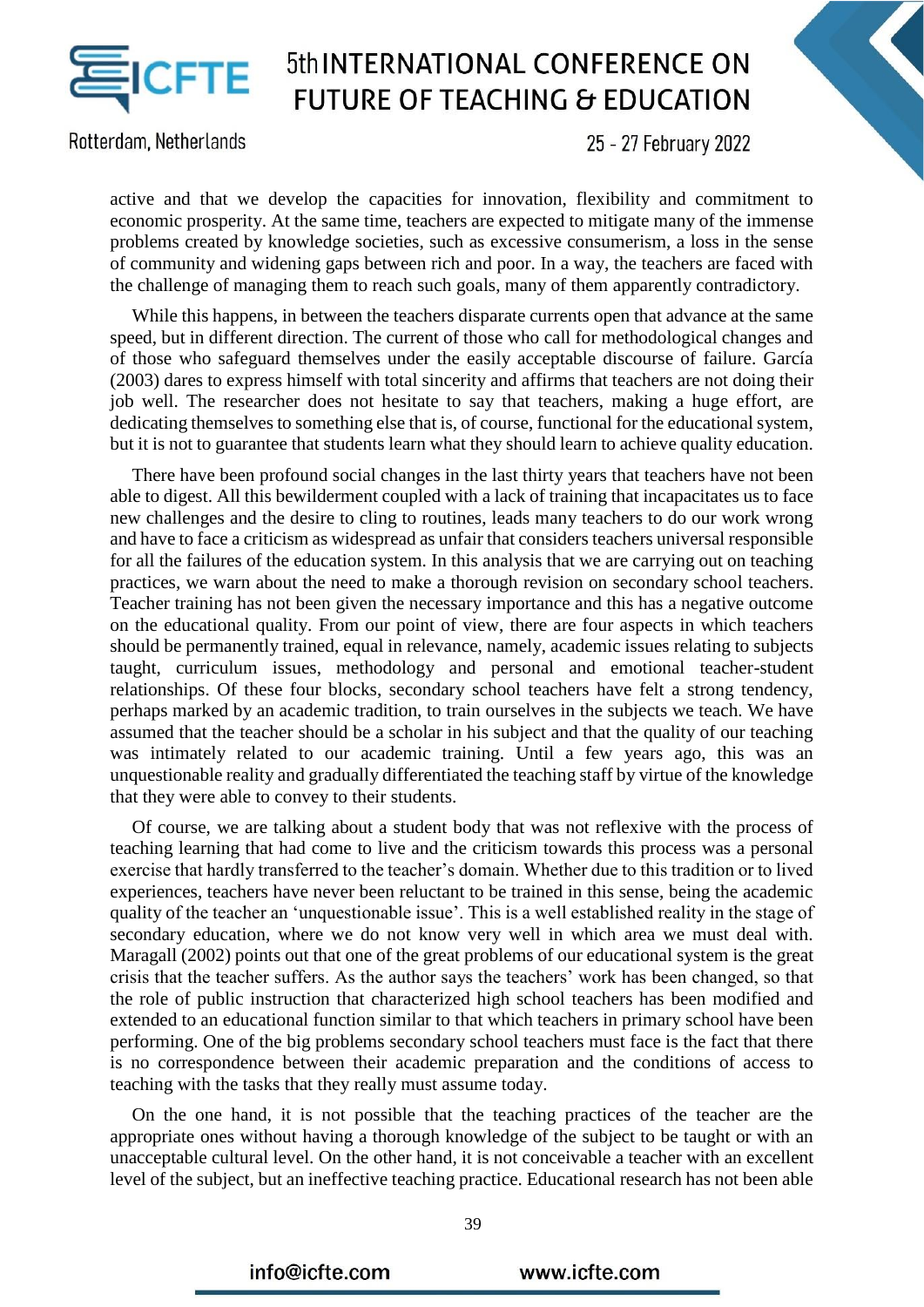active and that we develop the capacities for innovation, flexibility and commitment to economic prosperity. At the same time, teachers are expected to mitigate many of the immense problems created by knowledge societies, such as excessive consumerism, a loss in the sense of community and widening gaps between rich and poor. In a way, the teachers are faced with the challenge of managing them to reach such goals, many of them apparently contradictory.

While this happens, in between the teachers disparate currents open that advance at the same speed, but in different direction. The current of those who call for methodological changes and of those who safeguard themselves under the easily acceptable discourse of failure. García (2003) dares to express himself with total sincerity and affirms that teachers are not doing their job well. The researcher does not hesitate to say that teachers, making a huge effort, are dedicating themselves to something else that is, of course, functional for the educational system, but it is not to guarantee that students learn what they should learn to achieve quality education.

There have been profound social changes in the last thirty years that teachers have not been able to digest. All this bewilderment coupled with a lack of training that incapacitates us to face new challenges and the desire to cling to routines, leads many teachers to do our work wrong and have to face a criticism as widespread as unfair that considers teachers universal responsible for all the failures of the education system. In this analysis that we are carrying out on teaching practices, we warn about the need to make a thorough revision on secondary school teachers. Teacher training has not been given the necessary importance and this has a negative outcome on the educational quality. From our point of view, there are four aspects in which teachers should be permanently trained, equal in relevance, namely, academic issues relating to subjects taught, curriculum issues, methodology and personal and emotional teacher-student relationships. Of these four blocks, secondary school teachers have felt a strong tendency, perhaps marked by an academic tradition, to train ourselves in the subjects we teach. We have assumed that the teacher should be a scholar in his subject and that the quality of our teaching was intimately related to our academic training. Until a few years ago, this was an unquestionable reality and gradually differentiated the teaching staff by virtue of the knowledge that they were able to convey to their students.

Of course, we are talking about a student body that was not reflexive with the process of teaching learning that had come to live and the criticism towards this process was a personal exercise that hardly transferred to the teacher's domain. Whether due to this tradition or to lived experiences, teachers have never been reluctant to be trained in this sense, being the academic quality of the teacher an 'unquestionable issue'. This is a well established reality in the stage of secondary education, where we do not know very well in which area we must deal with. Maragall (2002) points out that one of the great problems of our educational system is the great crisis that the teacher suffers. As the author says the teachers' work has been changed, so that the role of public instruction that characterized high school teachers has been modified and extended to an educational function similar to that which teachers in primary school have been performing. One of the big problems secondary school teachers must face is the fact that there is no correspondence between their academic preparation and the conditions of access to teaching with the tasks that they really must assume today.

On the one hand, it is not possible that the teaching practices of the teacher are the appropriate ones without having a thorough knowledge of the subject to be taught or with an unacceptable cultural level. On the other hand, it is not conceivable a teacher with an excellent level of the subject, but an ineffective teaching practice. Educational research has not been able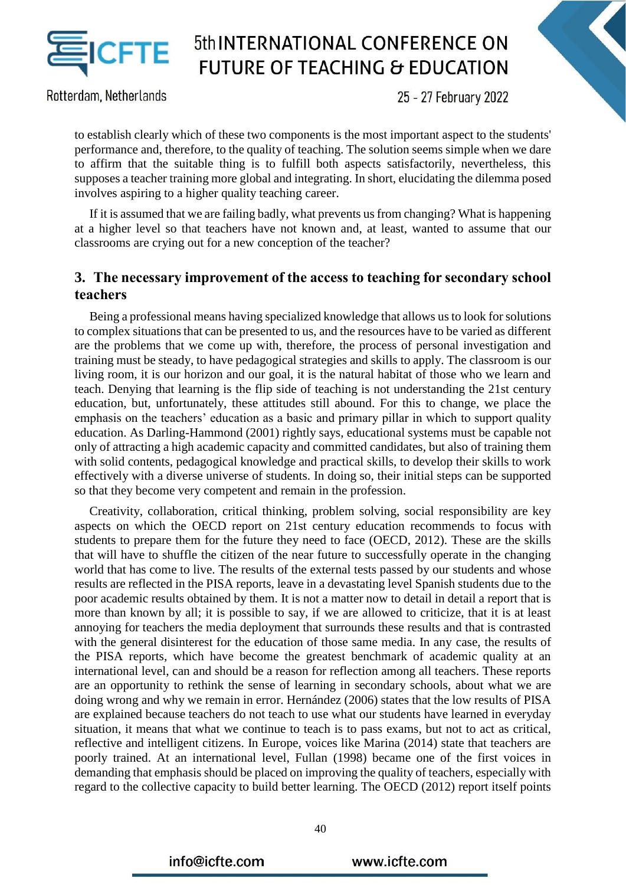to establish clearly which of these two components is the most important aspect to the students' performance and, therefore, to the quality of teaching. The solution seems simple when we dare to affirm that the suitable thing is to fulfill both aspects satisfactorily, nevertheless, this supposes a teacher training more global and integrating. In short, elucidating the dilemma posed involves aspiring to a higher quality teaching career.

If it is assumed that we are failing badly, what prevents us from changing? What is happening at a higher level so that teachers have not known and, at least, wanted to assume that our classrooms are crying out for a new conception of the teacher?

## 3. The necessary improvement of the access to teaching for secondary school teachers

Being a professional means having specialized knowledge that allows us to look for solutions to complex situations that can be presented to us, and the resources have to be varied as different are the problems that we come up with, therefore, the process of personal investigation and training must be steady, to have pedagogical strategies and skills to apply. The classroom is our living room, it is our horizon and our goal, it is the natural habitat of those who we learn and teach. Denying that learning is the flip side of teaching is not understanding the 21st century education, but, unfortunately, these attitudes still abound. For this to change, we place the emphasis on the teachers' education as a basic and primary pillar in which to support quality education. As Darling-Hammond (2001) rightly says, educational systems must be capable not only of attracting a high academic capacity and committed candidates, but also of training them with solid contents, pedagogical knowledge and practical skills, to develop their skills to work effectively with a diverse universe of students. In doing so, their initial steps can be supported so that they become very competent and remain in the profession.

Creativity, collaboration, critical thinking, problem solving, social responsibility are key aspects on which the OECD report on 21st century education recommends to focus with students to prepare them for the future they need to face (OECD, 2012). These are the skills that will have to shuffle the citizen of the near future to successfully operate in the changing world that has come to live. The results of the external tests passed by our students and whose results are reflected in the PISA reports, leave in a devastating level Spanish students due to the poor academic results obtained by them. It is not a matter now to detail in detail a report that is more than known by all; it is possible to say, if we are allowed to criticize, that it is at least annoying for teachers the media deployment that surrounds these results and that is contrasted with the general disinterest for the education of those same media. In any case, the results of the PISA reports, which have become the greatest benchmark of academic quality at an international level, can and should be a reason for reflection among all teachers. These reports are an opportunity to rethink the sense of learning in secondary schools, about what we are doing wrong and why we remain in error. Hernández (2006) states that the low results of PISA are explained because teachers do not teach to use what our students have learned in everyday situation, it means that what we continue to teach is to pass exams, but not to act as critical, reflective and intelligent citizens. In Europe, voices like Marina (2014) state that teachers are poorly trained. At an international level, Fullan (1998) became one of the first voices in demanding that emphasis should be placed on improving the quality of teachers, especially with regard to the collective capacity to build better learning. The OECD (2012) report itself points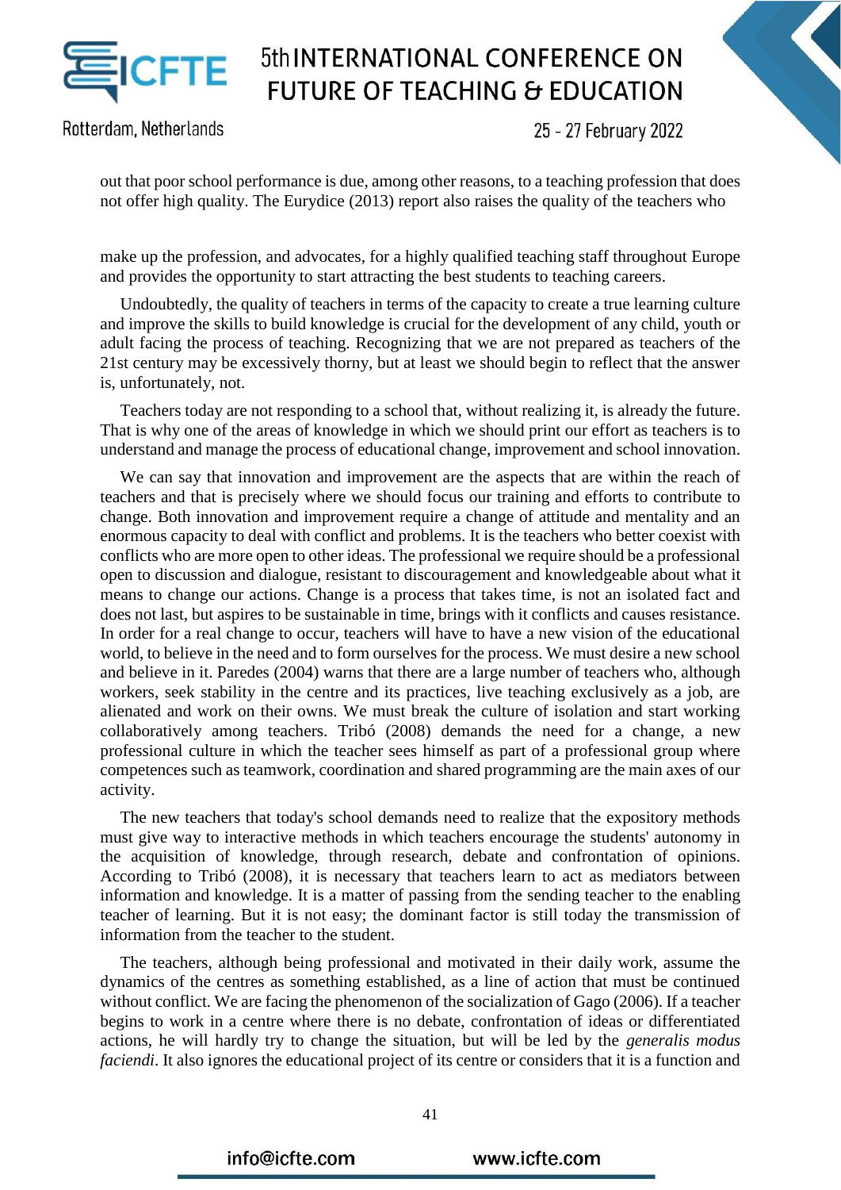out that poor school performance is due, among other reasons, to a teaching profession that does not offer high quality. The Eurydice (2013) report also raises the quality of the teachers who

make up the profession, and advocates, for a highly qualified teaching staff throughout Europe and provides the opportunity to start attracting the best students to teaching careers.

Undoubtedly, the quality of teachers in terms of the capacity to create a true learning culture and improve the skills to build knowledge is crucial for the development of any child, youth or adult facing the process of teaching. Recognizing that we are not prepared as teachers of the 21st century may be excessively thorny, but at least we should begin to reflect that the answer is, unfortunately, not.

Teachers today are not responding to a school that, without realizing it, is already the future. That is why one of the areas of knowledge in which we should print our effort as teachers is to understand and manage the process of educational change, improvement and school innovation.

We can say that innovation and improvement are the aspects that are within the reach of teachers and that is precisely where we should focus our training and efforts to contribute to change. Both innovation and improvement require a change of attitude and mentality and an enormous capacity to deal with conflict and problems. It is the teachers who better coexist with conflicts who are more open to other ideas. The professional we require should be a professional open to discussion and dialogue, resistant to discouragement and knowledgeable about what it means to change our actions. Change is a process that takes time, is not an isolated fact and does not last, but aspires to be sustainable in time, brings with it conflicts and causes resistance. In order for a real change to occur, teachers will have to have a new vision of the educational world, to believe in the need and to form ourselves for the process. We must desire a new school and believe in it. Paredes (2004) warns that there are a large number of teachers who, although workers, seek stability in the centre and its practices, live teaching exclusively as a job, are alienated and work on their owns. We must break the culture of isolation and start working collaboratively among teachers. Tribó (2008) demands the need for a change, a new professional culture in which the teacher sees himself as part of a professional group where competences such as teamwork, coordination and shared programming are the main axes of our activity.

The new teachers that today's school demands need to realize that the expository methods must give way to interactive methods in which teachers encourage the students' autonomy in the acquisition of knowledge, through research, debate and confrontation of opinions. According to Tribó (2008), it is necessary that teachers learn to act as mediators between information and knowledge. It is a matter of passing from the sending teacher to the enabling teacher of learning. But it is not easy; the dominant factor is still today the transmission of information from the teacher to the student.

The teachers, although being professional and motivated in their daily work, assume the dynamics of the centres as something established, as a line of action that must be continued without conflict. We are facing the phenomenon of the socialization of Gago (2006). If a teacher begins to work in a centre where there is no debate, confrontation of ideas or differentiated actions, he will hardly try to change the situation, but will be led by the *generalis modus faciendi*. It also ignores the educational project of its centre or considers that it is a function and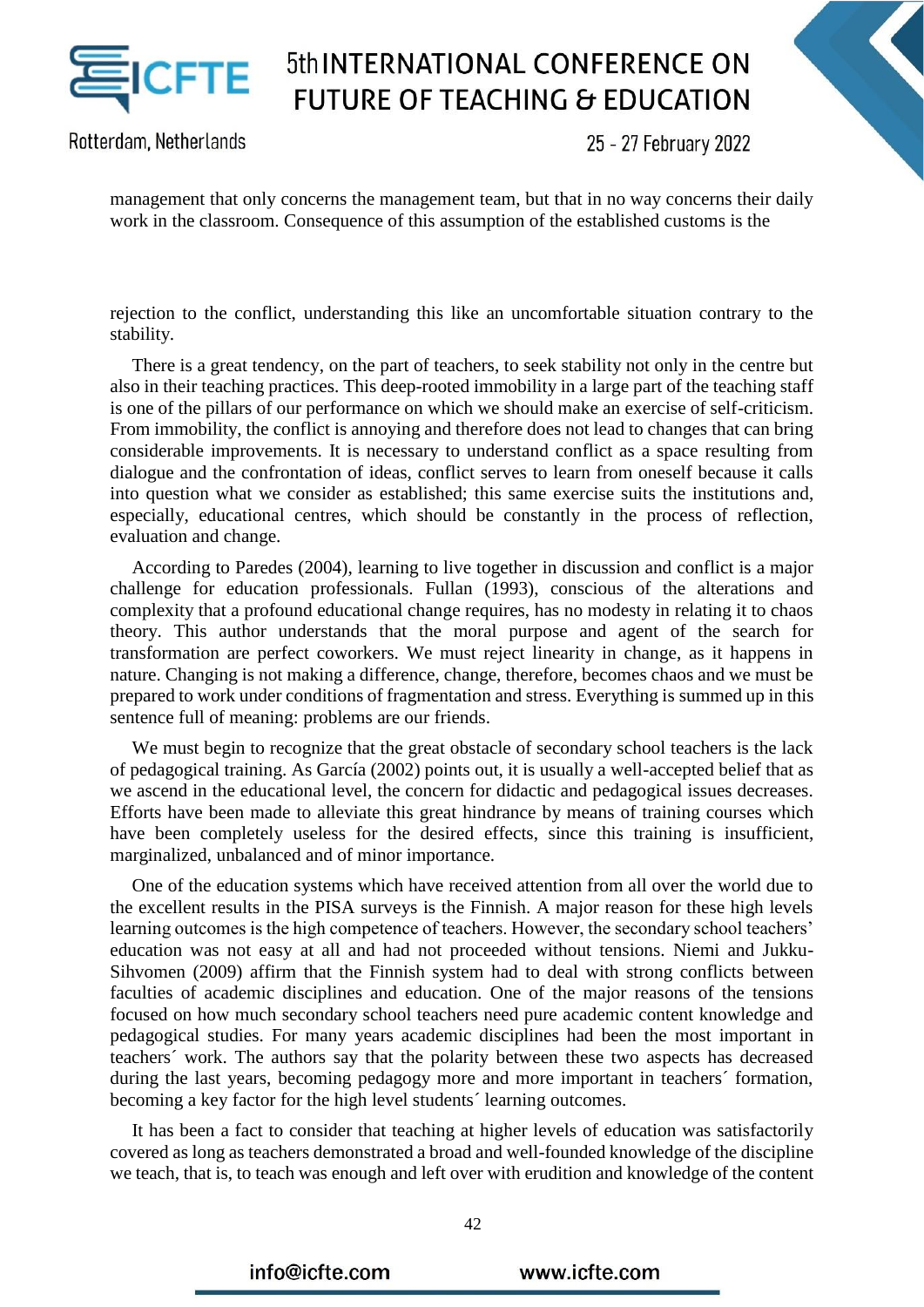management that only concerns the management team, but that in no way concerns their daily work in the classroom. Consequence of this assumption of the established customs is the

rejection to the conflict, understanding this like an uncomfortable situation contrary to the stability.

There is a great tendency, on the part of teachers, to seek stability not only in the centre but also in their teaching practices. This deep-rooted immobility in a large part of the teaching staff is one of the pillars of our performance on which we should make an exercise of self-criticism. From immobility, the conflict is annoying and therefore does not lead to changes that can bring considerable improvements. It is necessary to understand conflict as a space resulting from dialogue and the confrontation of ideas, conflict serves to learn from oneself because it calls into question what we consider as established; this same exercise suits the institutions and, especially, educational centres, which should be constantly in the process of reflection, evaluation and change.

According to Paredes (2004), learning to live together in discussion and conflict is a major challenge for education professionals. Fullan (1993), conscious of the alterations and complexity that a profound educational change requires, has no modesty in relating it to chaos theory. This author understands that the moral purpose and agent of the search for transformation are perfect coworkers. We must reject linearity in change, as it happens in nature. Changing is not making a difference, change, therefore, becomes chaos and we must be prepared to work under conditions of fragmentation and stress. Everything is summed up in this sentence full of meaning: problems are our friends.

We must begin to recognize that the great obstacle of secondary school teachers is the lack of pedagogical training. As García (2002) points out, it is usually a well-accepted belief that as we ascend in the educational level, the concern for didactic and pedagogical issues decreases. Efforts have been made to alleviate this great hindrance by means of training courses which have been completely useless for the desired effects, since this training is insufficient, marginalized, unbalanced and of minor importance.

One of the education systems which have received attention from all over the world due to the excellent results in the PISA surveys is the Finnish. A major reason for these high levels learning outcomes is the high competence of teachers. However, the secondary school teachers' education was not easy at all and had not proceeded without tensions. Niemi and Jukku-Sihvomen (2009) affirm that the Finnish system had to deal with strong conflicts between faculties of academic disciplines and education. One of the major reasons of the tensions focused on how much secondary school teachers need pure academic content knowledge and pedagogical studies. For many years academic disciplines had been the most important in teachers´ work. The authors say that the polarity between these two aspects has decreased during the last years, becoming pedagogy more and more important in teachers´ formation, becoming a key factor for the high level students´ learning outcomes.

It has been a fact to consider that teaching at higher levels of education was satisfactorily covered as long as teachers demonstrated a broad and well-founded knowledge of the discipline we teach, that is, to teach was enough and left over with erudition and knowledge of the content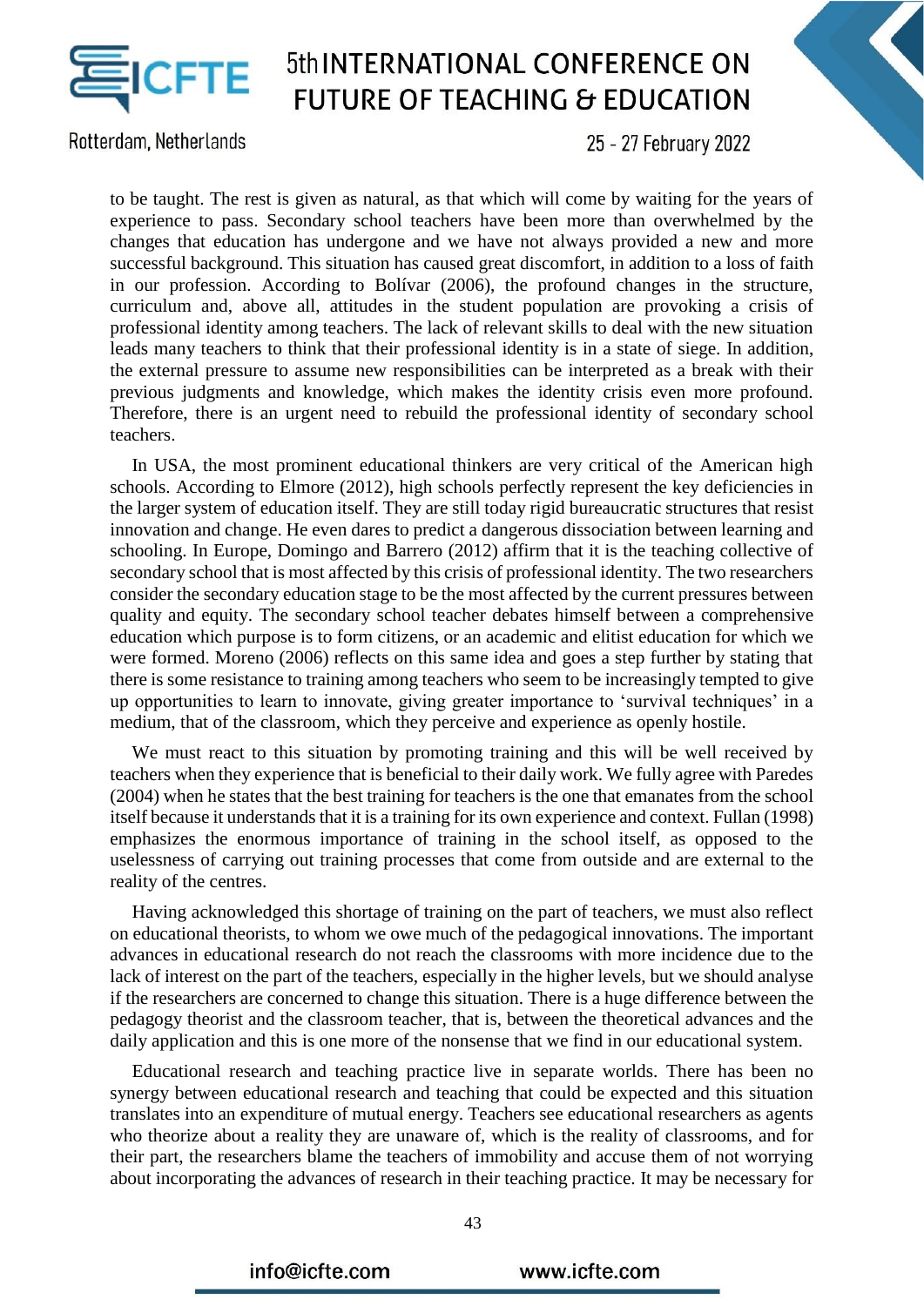to be taught. The rest is given as natural, as that which will come by waiting for the years of experience to pass. Secondary school teachers have been more than overwhelmed by the changes that education has undergone and we have not always provided a new and more successful background. This situation has caused great discomfort, in addition to a loss of faith in our profession. According to Bolívar (2006), the profound changes in the structure, curriculum and, above all, attitudes in the student population are provoking a crisis of professional identity among teachers. The lack of relevant skills to deal with the new situation leads many teachers to think that their professional identity is in a state of siege. In addition, the external pressure to assume new responsibilities can be interpreted as a break with their previous judgments and knowledge, which makes the identity crisis even more profound. Therefore, there is an urgent need to rebuild the professional identity of secondary school teachers.

In USA, the most prominent educational thinkers are very critical of the American high schools. According to Elmore (2012), high schools perfectly represent the key deficiencies in the larger system of education itself. They are still today rigid bureaucratic structures that resist innovation and change. He even dares to predict a dangerous dissociation between learning and schooling. In Europe, Domingo and Barrero (2012) affirm that it is the teaching collective of secondary school that is most affected by this crisis of professional identity. The two researchers consider the secondary education stage to be the most affected by the current pressures between quality and equity. The secondary school teacher debates himself between a comprehensive education which purpose is to form citizens, or an academic and elitist education for which we were formed. Moreno (2006) reflects on this same idea and goes a step further by stating that there is some resistance to training among teachers who seem to be increasingly tempted to give up opportunities to learn to innovate, giving greater importance to 'survival techniques' in a medium, that of the classroom, which they perceive and experience as openly hostile.

We must react to this situation by promoting training and this will be well received by teachers when they experience that is beneficial to their daily work. We fully agree with Paredes (2004) when he states that the best training for teachers is the one that emanates from the school itself because it understands that it is a training for its own experience and context. Fullan (1998) emphasizes the enormous importance of training in the school itself, as opposed to the uselessness of carrying out training processes that come from outside and are external to the reality of the centres.

Having acknowledged this shortage of training on the part of teachers, we must also reflect on educational theorists, to whom we owe much of the pedagogical innovations. The important advances in educational research do not reach the classrooms with more incidence due to the lack of interest on the part of the teachers, especially in the higher levels, but we should analyse if the researchers are concerned to change this situation. There is a huge difference between the pedagogy theorist and the classroom teacher, that is, between the theoretical advances and the daily application and this is one more of the nonsense that we find in our educational system.

Educational research and teaching practice live in separate worlds. There has been no synergy between educational research and teaching that could be expected and this situation translates into an expenditure of mutual energy. Teachers see educational researchers as agents who theorize about a reality they are unaware of, which is the reality of classrooms, and for their part, the researchers blame the teachers of immobility and accuse them of not worrying about incorporating the advances of research in their teaching practice. It may be necessary for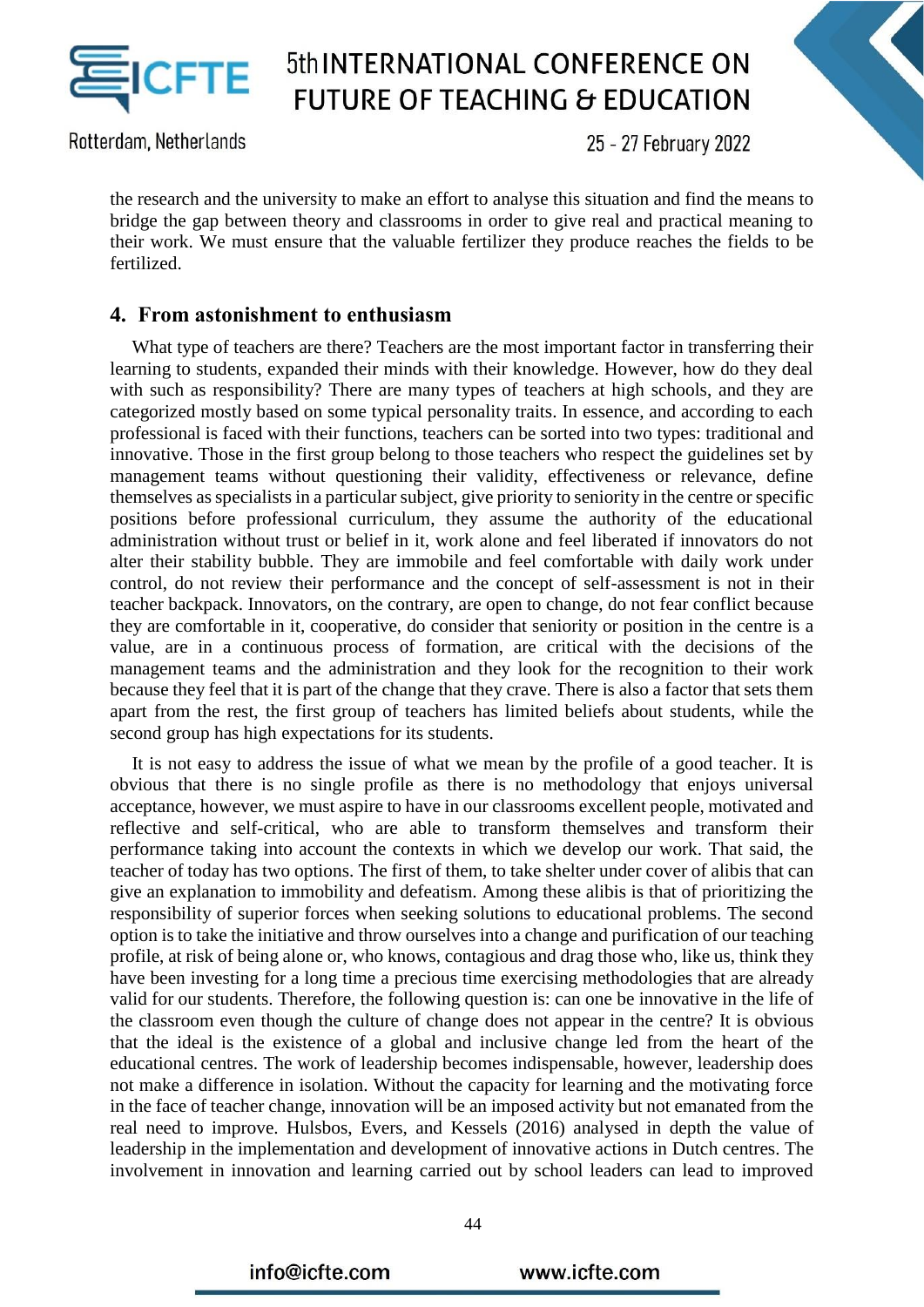the research and the university to make an effort to analyse this situation and find the means to bridge the gap between theory and classrooms in order to give real and practical meaning to their work. We must ensure that the valuable fertilizer they produce reaches the fields to be fertilized.

## 4. From astonishment to enthusiasm

What type of teachers are there? Teachers are the most important factor in transferring their learning to students, expanded their minds with their knowledge. However, how do they deal with such as responsibility? There are many types of teachers at high schools, and they are categorized mostly based on some typical personality traits. In essence, and according to each professional is faced with their functions, teachers can be sorted into two types: traditional and innovative. Those in the first group belong to those teachers who respect the guidelines set by management teams without questioning their validity, effectiveness or relevance, define themselves as specialists in a particular subject, give priority to seniority in the centre or specific positions before professional curriculum, they assume the authority of the educational administration without trust or belief in it, work alone and feel liberated if innovators do not alter their stability bubble. They are immobile and feel comfortable with daily work under control, do not review their performance and the concept of self-assessment is not in their teacher backpack. Innovators, on the contrary, are open to change, do not fear conflict because they are comfortable in it, cooperative, do consider that seniority or position in the centre is a value, are in a continuous process of formation, are critical with the decisions of the management teams and the administration and they look for the recognition to their work because they feel that it is part of the change that they crave. There is also a factor that sets them apart from the rest, the first group of teachers has limited beliefs about students, while the second group has high expectations for its students.

It is not easy to address the issue of what we mean by the profile of a good teacher. It is obvious that there is no single profile as there is no methodology that enjoys universal acceptance, however, we must aspire to have in our classrooms excellent people, motivated and reflective and self-critical, who are able to transform themselves and transform their performance taking into account the contexts in which we develop our work. That said, the teacher of today has two options. The first of them, to take shelter under cover of alibis that can give an explanation to immobility and defeatism. Among these alibis is that of prioritizing the responsibility of superior forces when seeking solutions to educational problems. The second option is to take the initiative and throw ourselves into a change and purification of our teaching profile, at risk of being alone or, who knows, contagious and drag those who, like us, think they have been investing for a long time a precious time exercising methodologies that are already valid for our students. Therefore, the following question is: can one be innovative in the life of the classroom even though the culture of change does not appear in the centre? It is obvious that the ideal is the existence of a global and inclusive change led from the heart of the educational centres. The work of leadership becomes indispensable, however, leadership does not make a difference in isolation. Without the capacity for learning and the motivating force in the face of teacher change, innovation will be an imposed activity but not emanated from the real need to improve. Hulsbos, Evers, and Kessels (2016) analysed in depth the value of leadership in the implementation and development of innovative actions in Dutch centres. The involvement in innovation and learning carried out by school leaders can lead to improved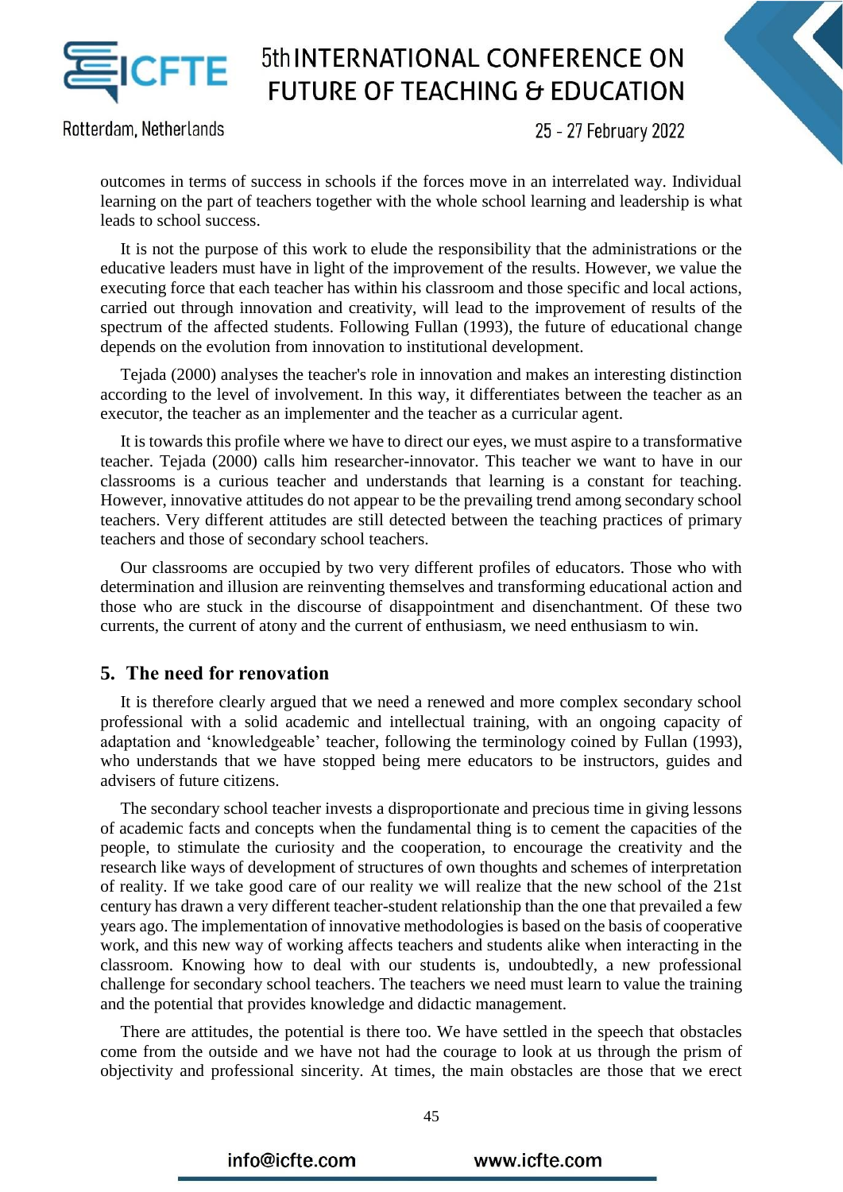outcomes in terms of success in schools if the forces move in an interrelated way. Individual learning on the part of teachers together with the whole school learning and leadership is what leads to school success.

It is not the purpose of this work to elude the responsibility that the administrations or the educative leaders must have in light of the improvement of the results. However, we value the executing force that each teacher has within his classroom and those specific and local actions, carried out through innovation and creativity, will lead to the improvement of results of the spectrum of the affected students. Following Fullan (1993), the future of educational change depends on the evolution from innovation to institutional development.

Tejada (2000) analyses the teacher's role in innovation and makes an interesting distinction according to the level of involvement. In this way, it differentiates between the teacher as an executor, the teacher as an implementer and the teacher as a curricular agent.

It is towards this profile where we have to direct our eyes, we must aspire to a transformative teacher. Tejada (2000) calls him researcher-innovator. This teacher we want to have in our classrooms is a curious teacher and understands that learning is a constant for teaching. However, innovative attitudes do not appear to be the prevailing trend among secondary school teachers. Very different attitudes are still detected between the teaching practices of primary teachers and those of secondary school teachers.

Our classrooms are occupied by two very different profiles of educators. Those who with determination and illusion are reinventing themselves and transforming educational action and those who are stuck in the discourse of disappointment and disenchantment. Of these two currents, the current of atony and the current of enthusiasm, we need enthusiasm to win.

## 5. The need for renovation

It is therefore clearly argued that we need a renewed and more complex secondary school professional with a solid academic and intellectual training, with an ongoing capacity of adaptation and 'knowledgeable' teacher, following the terminology coined by Fullan (1993), who understands that we have stopped being mere educators to be instructors, guides and advisers of future citizens.

The secondary school teacher invests a disproportionate and precious time in giving lessons of academic facts and concepts when the fundamental thing is to cement the capacities of the people, to stimulate the curiosity and the cooperation, to encourage the creativity and the research like ways of development of structures of own thoughts and schemes of interpretation of reality. If we take good care of our reality we will realize that the new school of the 21st century has drawn a very different teacher-student relationship than the one that prevailed a few years ago. The implementation of innovative methodologies is based on the basis of cooperative work, and this new way of working affects teachers and students alike when interacting in the classroom. Knowing how to deal with our students is, undoubtedly, a new professional challenge for secondary school teachers. The teachers we need must learn to value the training and the potential that provides knowledge and didactic management.

There are attitudes, the potential is there too. We have settled in the speech that obstacles come from the outside and we have not had the courage to look at us through the prism of objectivity and professional sincerity. At times, the main obstacles are those that we erect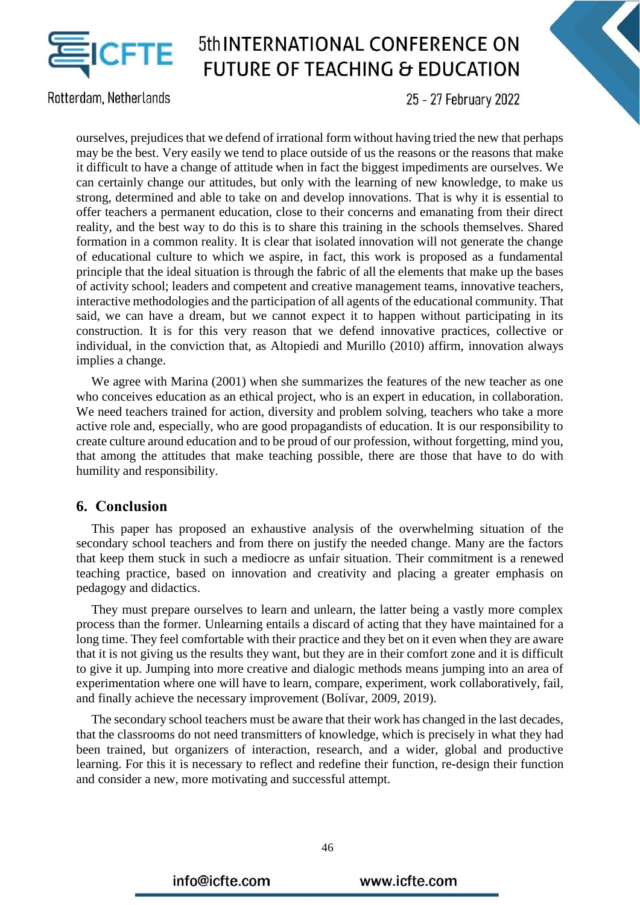ourselves, prejudices that we defend of irrational form without having tried the new that perhaps may be the best. Very easily we tend to place outside of us the reasons or the reasons that make it difficult to have a change of attitude when in fact the biggest impediments are ourselves. We can certainly change our attitudes, but only with the learning of new knowledge, to make us strong, determined and able to take on and develop innovations. That is why it is essential to offer teachers a permanent education, close to their concerns and emanating from their direct reality, and the best way to do this is to share this training in the schools themselves. Shared formation in a common reality. It is clear that isolated innovation will not generate the change of educational culture to which we aspire, in fact, this work is proposed as a fundamental principle that the ideal situation is through the fabric of all the elements that make up the bases of activity school; leaders and competent and creative management teams, innovative teachers, interactive methodologies and the participation of all agents of the educational community. That said, we can have a dream, but we cannot expect it to happen without participating in its construction. It is for this very reason that we defend innovative practices, collective or individual, in the conviction that, as Altopiedi and Murillo (2010) affirm, innovation always implies a change.

We agree with Marina (2001) when she summarizes the features of the new teacher as one who conceives education as an ethical project, who is an expert in education, in collaboration. We need teachers trained for action, diversity and problem solving, teachers who take a more active role and, especially, who are good propagandists of education. It is our responsibility to create culture around education and to be proud of our profession, without forgetting, mind you, that among the attitudes that make teaching possible, there are those that have to do with humility and responsibility.

## 6. Conclusion

This paper has proposed an exhaustive analysis of the overwhelming situation of the secondary school teachers and from there on justify the needed change. Many are the factors that keep them stuck in such a mediocre as unfair situation. Their commitment is a renewed teaching practice, based on innovation and creativity and placing a greater emphasis on pedagogy and didactics.

They must prepare ourselves to learn and unlearn, the latter being a vastly more complex process than the former. Unlearning entails a discard of acting that they have maintained for a long time. They feel comfortable with their practice and they bet on it even when they are aware that it is not giving us the results they want, but they are in their comfort zone and it is difficult to give it up. Jumping into more creative and dialogic methods means jumping into an area of experimentation where one will have to learn, compare, experiment, work collaboratively, fail, and finally achieve the necessary improvement (Bolívar, 2009, 2019).

The secondary school teachers must be aware that their work has changed in the last decades, that the classrooms do not need transmitters of knowledge, which is precisely in what they had been trained, but organizers of interaction, research, and a wider, global and productive learning. For this it is necessary to reflect and redefine their function, re-design their function and consider a new, more motivating and successful attempt.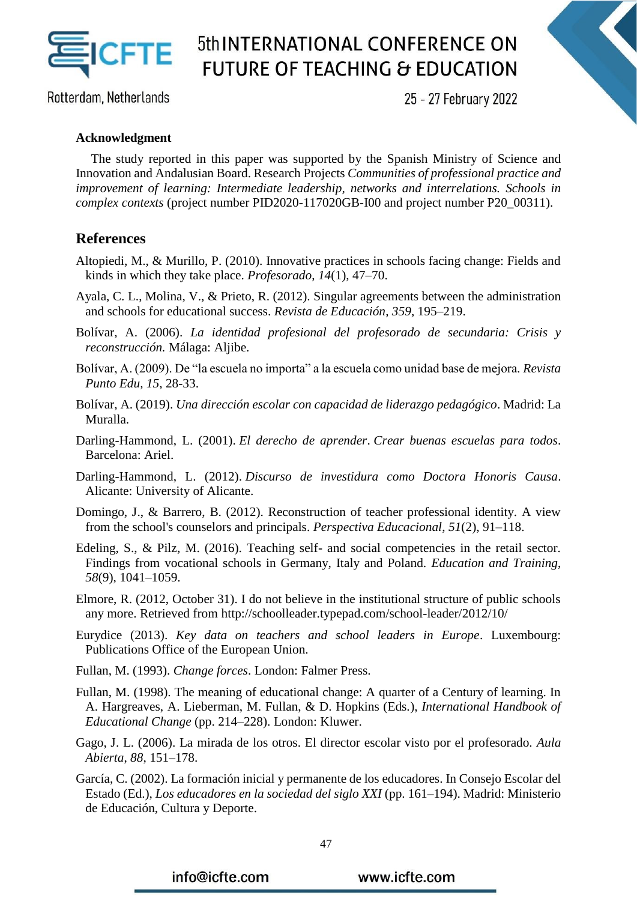## Acknowledgment

The study reported in this paper was supported by the Spanish Ministry of Science and Innovation and Andalusian Board. Research Projects *Communities of professional practice and improvement of learning: Intermediate leadership, networks and interrelations. Schools in complex contexts* (project number PID2020-117020GB-I00 and project number P20_00311).

## References

Altopiedi, M., & Murillo, P. (2010). Innovative practices in schools facing change: Fields and kinds in which they take place. *Profesorado*, *14*(1), 47–70.

Ayala, C. L., Molina, V., & Prieto, R. (2012). Singular agreements between the administration and schools for educational success. *Revista de Educación*, *359*, 195–219.

Bolívar, A. (2006). *La identidad profesional del profesorado de secundaria: Crisis y reconstrucción.* Málaga: Aljibe.

Bolívar, A. (2009). De "la escuela no importa" a la escuela como unidad base de mejora. *Revista Punto Edu*, *15*, 28-33.

Bolívar, A. (2019). *Una dirección escolar con capacidad de liderazgo pedagógico*. Madrid: La Muralla.

Darling-Hammond, L. (2001). *El derecho de aprender*. *Crear buenas escuelas para todos*. Barcelona: Ariel.

Darling-Hammond, L. (2012). *Discurso de investidura como Doctora Honoris Causa*. Alicante: University of Alicante.

Domingo, J., & Barrero, B. (2012). Reconstruction of teacher professional identity. A view from the school's counselors and principals. *Perspectiva Educacional*, *51*(2), 91–118.

Edeling, S., & Pilz, M. (2016). Teaching self- and social competencies in the retail sector. Findings from vocational schools in Germany, Italy and Poland. *Education and Training*, *58*(9), 1041–1059.

Elmore, R. (2012, October 31). I do not believe in the institutional structure of public schools any more. Retrieved from http://schoolleader.typepad.com/school-leader/2012/10/

Eurydice (2013). *Key data on teachers and school leaders in Europe*. Luxembourg: Publications Office of the European Union.

Fullan, M. (1993). *Change forces*. London: Falmer Press.

Fullan, M. (1998). The meaning of educational change: A quarter of a Century of learning. In A. Hargreaves, A. Lieberman, M. Fullan, & D. Hopkins (Eds.), *International Handbook of Educational Change* (pp. 214–228). London: Kluwer.

Gago, J. L. (2006). La mirada de los otros. El director escolar visto por el profesorado. *Aula Abierta*, *88*, 151–178.

García, C. (2002). La formación inicial y permanente de los educadores. In Consejo Escolar del Estado (Ed.), *Los educadores en la sociedad del siglo XXI* (pp. 161–194). Madrid: Ministerio de Educación, Cultura y Deporte.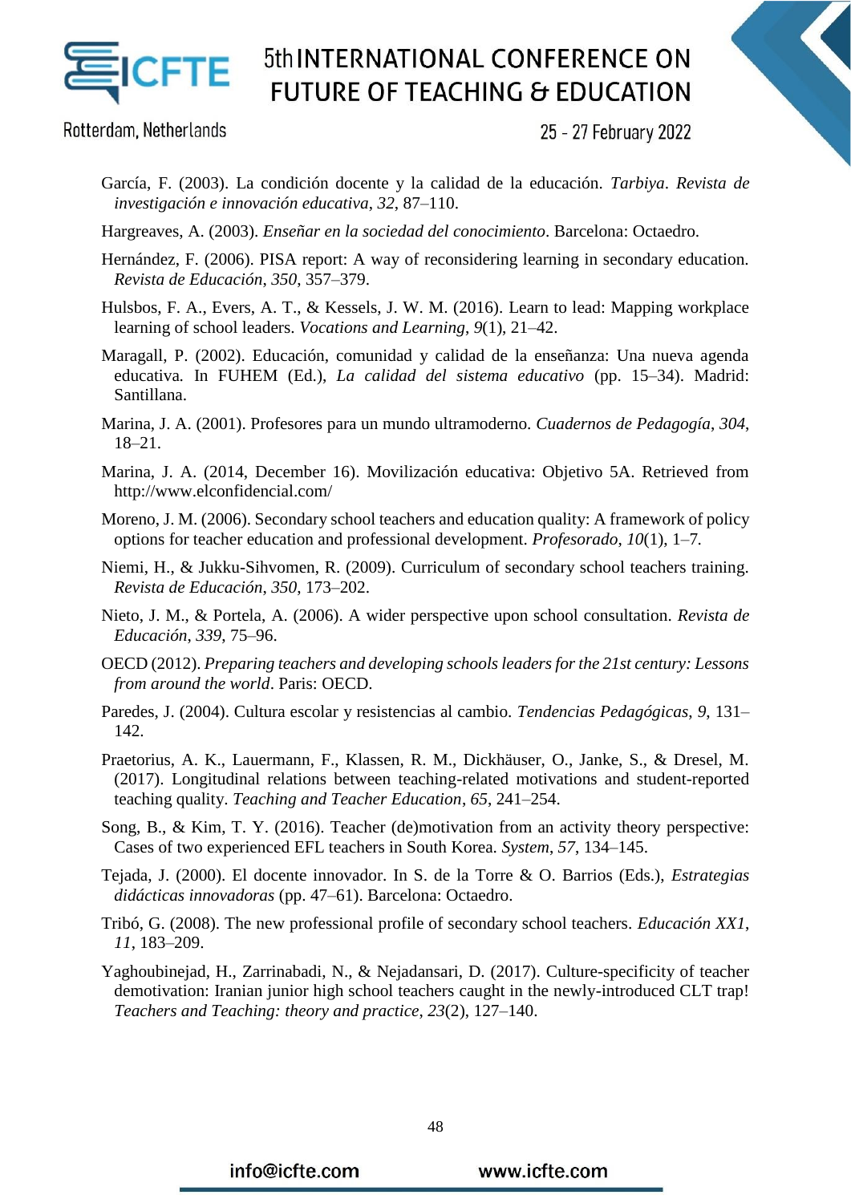García, F. (2003). La condición docente y la calidad de la educación. *Tarbiya*. *Revista de investigación e innovación educativa*, *32*, 87–110.

Hargreaves, A. (2003). *Enseñar en la sociedad del conocimiento*. Barcelona: Octaedro.

Hernández, F. (2006). PISA report: A way of reconsidering learning in secondary education. *Revista de Educación*, *350*, 357–379.

Hulsbos, F. A., Evers, A. T., & Kessels, J. W. M. (2016). Learn to lead: Mapping workplace learning of school leaders. *Vocations and Learning*, *9*(1), 21–42.

Maragall, P. (2002). Educación, comunidad y calidad de la enseñanza: Una nueva agenda educativa. In FUHEM (Ed.), *La calidad del sistema educativo* (pp. 15–34). Madrid: Santillana.

Marina, J. A. (2001). Profesores para un mundo ultramoderno. *Cuadernos de Pedagogía*, *304*, 18–21.

Marina, J. A. (2014, December 16). Movilización educativa: Objetivo 5A. Retrieved from http://www.elconfidencial.com/

Moreno, J. M. (2006). Secondary school teachers and education quality: A framework of policy options for teacher education and professional development. *Profesorado*, *10*(1), 1–7.

Niemi, H., & Jukku-Sihvomen, R. (2009). Curriculum of secondary school teachers training. *Revista de Educación*, *350*, 173–202.

Nieto, J. M., & Portela, A. (2006). A wider perspective upon school consultation. *Revista de Educación*, *339*, 75–96.

OECD (2012). *Preparing teachers and developing schools leaders for the 21st century: Lessons from around the world*. Paris: OECD.

Paredes, J. (2004). Cultura escolar y resistencias al cambio. *Tendencias Pedagógicas*, *9*, 131–142.

Praetorius, A. K., Lauermann, F., Klassen, R. M., Dickhäuser, O., Janke, S., & Dresel, M. (2017). Longitudinal relations between teaching-related motivations and student-reported teaching quality. *Teaching and Teacher Education*, *65*, 241–254.

Song, B., & Kim, T. Y. (2016). Teacher (de)motivation from an activity theory perspective: Cases of two experienced EFL teachers in South Korea. *System*, *57*, 134–145.

Tejada, J. (2000). El docente innovador. In S. de la Torre & O. Barrios (Eds.), *Estrategias didácticas innovadoras* (pp. 47–61). Barcelona: Octaedro.

Tribó, G. (2008). The new professional profile of secondary school teachers. *Educación XX1*, *11*, 183–209.

Yaghoubinejad, H., Zarrinabadi, N., & Nejadansari, D. (2017). Culture-specificity of teacher demotivation: Iranian junior high school teachers caught in the newly-introduced CLT trap! *Teachers and Teaching: theory and practice*, *23*(2), 127–140.